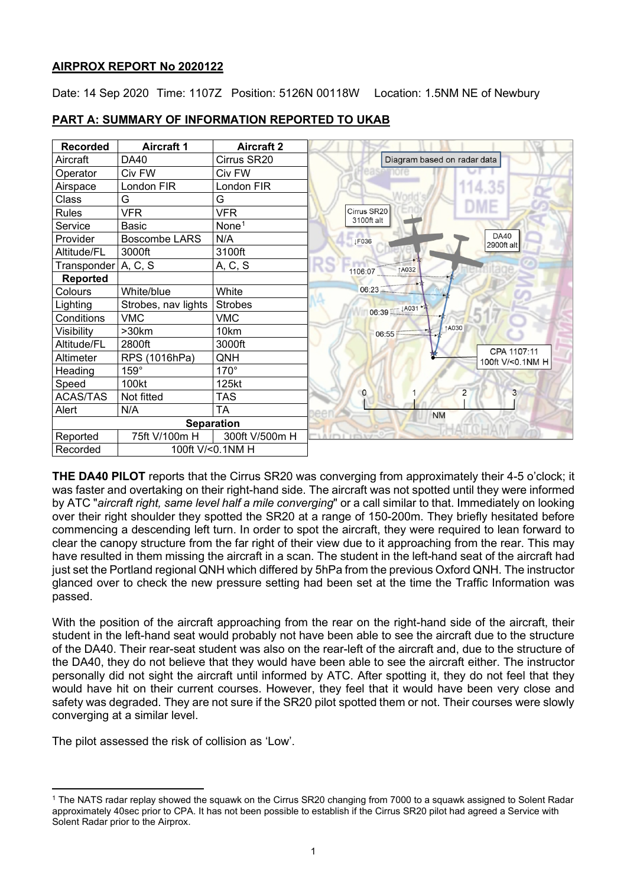**AIRPROX REPORT No 2020122**

Date: 14 Sep 2020 Time: 1107Z Position: 5126N 00118W Location: 1.5NM NE of Newbury

**PART A: SUMMARY OF INFORMATION REPORTED TO UKAB**

| Recorded | Aircraft 1 | Aircraft 2 |
|---|---|---|
| Aircraft | DA40 | Cirrus SR20 |
| Operator | Civ FW | Civ FW |
| Airspace | London FIR | London FIR |
| Class | G | G |
| Rules | VFR | VFR |
| Service | Basic | None[1] |
| Provider | Boscombe LARS | N/A |
| Altitude/FL | 3000ft | 3100ft |
| Transponder | A, C, S | A, C, S |
| **Reported** | | |
| Colours | White/blue | White |
| Lighting | Strobes, nav lights | Strobes |
| Conditions | VMC | VMC |
| Visibility | >30km | 10km |
| Altitude/FL | 2800ft | 3000ft |
| Altimeter | RPS (1016hPa) | QNH |
| Heading | 159° | 170° |
| Speed | 100kt | 125kt |
| ACAS/TAS | Not fitted | TAS |
| Alert | N/A | TA |
| **Separation** | | |
| Reported | 75ft V/100m H | 300ft V/500m H |
| Recorded | 100ft V/<0.1NM H | |

**THE DA40 PILOT** reports that the Cirrus SR20 was converging from approximately their 4-5 o'clock; it was faster and overtaking on their right-hand side. The aircraft was not spotted until they were informed by ATC "*aircraft right, same level half a mile converging*" or a call similar to that. Immediately on looking over their right shoulder they spotted the SR20 at a range of 150-200m. They briefly hesitated before commencing a descending left turn. In order to spot the aircraft, they were required to lean forward to clear the canopy structure from the far right of their view due to it approaching from the rear. This may have resulted in them missing the aircraft in a scan. The student in the left-hand seat of the aircraft had just set the Portland regional QNH which differed by 5hPa from the previous Oxford QNH. The instructor glanced over to check the new pressure setting had been set at the time the Traffic Information was passed.

With the position of the aircraft approaching from the rear on the right-hand side of the aircraft, their student in the left-hand seat would probably not have been able to see the aircraft due to the structure of the DA40. Their rear-seat student was also on the rear-left of the aircraft and, due to the structure of the DA40, they do not believe that they would have been able to see the aircraft either. The instructor personally did not sight the aircraft until informed by ATC. After spotting it, they do not feel that they would have hit on their current courses. However, they feel that it would have been very close and safety was degraded. They are not sure if the SR20 pilot spotted them or not. Their courses were slowly converging at a similar level.

The pilot assessed the risk of collision as 'Low'.

[1] The NATS radar replay showed the squawk on the Cirrus SR20 changing from 7000 to a squawk assigned to Solent Radar approximately 40sec prior to CPA. It has not been possible to establish if the Cirrus SR20 pilot had agreed a Service with Solent Radar prior to the Airprox.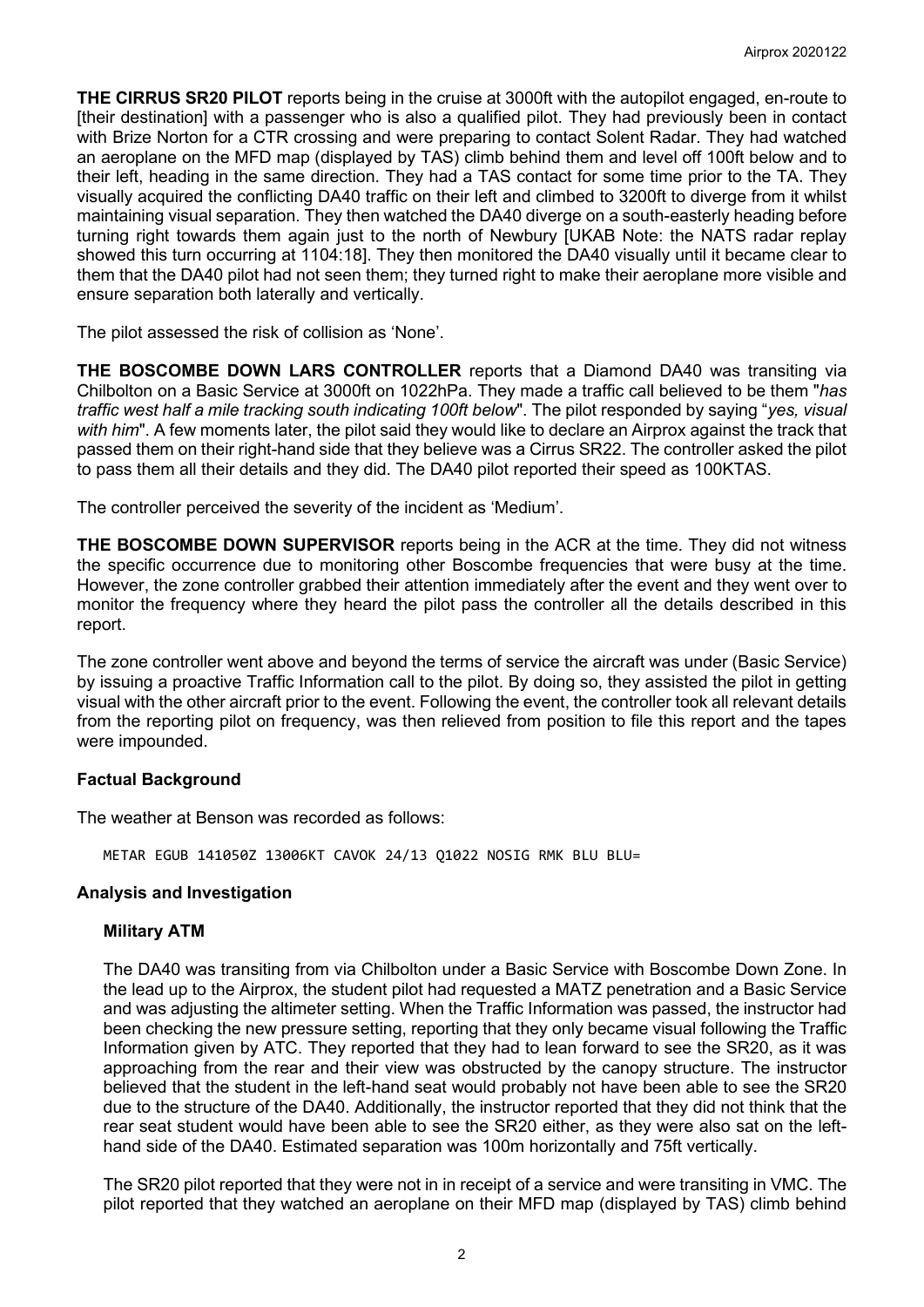**THE CIRRUS SR20 PILOT** reports being in the cruise at 3000ft with the autopilot engaged, en-route to [their destination] with a passenger who is also a qualified pilot. They had previously been in contact with Brize Norton for a CTR crossing and were preparing to contact Solent Radar. They had watched an aeroplane on the MFD map (displayed by TAS) climb behind them and level off 100ft below and to their left, heading in the same direction. They had a TAS contact for some time prior to the TA. They visually acquired the conflicting DA40 traffic on their left and climbed to 3200ft to diverge from it whilst maintaining visual separation. They then watched the DA40 diverge on a south-easterly heading before turning right towards them again just to the north of Newbury [UKAB Note: the NATS radar replay showed this turn occurring at 1104:18]. They then monitored the DA40 visually until it became clear to them that the DA40 pilot had not seen them; they turned right to make their aeroplane more visible and ensure separation both laterally and vertically.

The pilot assessed the risk of collision as 'None'.

**THE BOSCOMBE DOWN LARS CONTROLLER** reports that a Diamond DA40 was transiting via Chilbolton on a Basic Service at 3000ft on 1022hPa. They made a traffic call believed to be them "*has traffic west half a mile tracking south indicating 100ft below*". The pilot responded by saying "*yes, visual with him*". A few moments later, the pilot said they would like to declare an Airprox against the track that passed them on their right-hand side that they believe was a Cirrus SR22. The controller asked the pilot to pass them all their details and they did. The DA40 pilot reported their speed as 100KTAS.

The controller perceived the severity of the incident as 'Medium'.

**THE BOSCOMBE DOWN SUPERVISOR** reports being in the ACR at the time. They did not witness the specific occurrence due to monitoring other Boscombe frequencies that were busy at the time. However, the zone controller grabbed their attention immediately after the event and they went over to monitor the frequency where they heard the pilot pass the controller all the details described in this report.

The zone controller went above and beyond the terms of service the aircraft was under (Basic Service) by issuing a proactive Traffic Information call to the pilot. By doing so, they assisted the pilot in getting visual with the other aircraft prior to the event. Following the event, the controller took all relevant details from the reporting pilot on frequency, was then relieved from position to file this report and the tapes were impounded.

## Factual Background

The weather at Benson was recorded as follows:

```
METAR EGUB 141050Z 13006KT CAVOK 24/13 Q1022 NOSIG RMK BLU BLU=
```

## Analysis and Investigation

### Military ATM

The DA40 was transiting from via Chilbolton under a Basic Service with Boscombe Down Zone. In the lead up to the Airprox, the student pilot had requested a MATZ penetration and a Basic Service and was adjusting the altimeter setting. When the Traffic Information was passed, the instructor had been checking the new pressure setting, reporting that they only became visual following the Traffic Information given by ATC. They reported that they had to lean forward to see the SR20, as it was approaching from the rear and their view was obstructed by the canopy structure. The instructor believed that the student in the left-hand seat would probably not have been able to see the SR20 due to the structure of the DA40. Additionally, the instructor reported that they did not think that the rear seat student would have been able to see the SR20 either, as they were also sat on the left-hand side of the DA40. Estimated separation was 100m horizontally and 75ft vertically.

The SR20 pilot reported that they were not in in receipt of a service and were transiting in VMC. The pilot reported that they watched an aeroplane on their MFD map (displayed by TAS) climb behind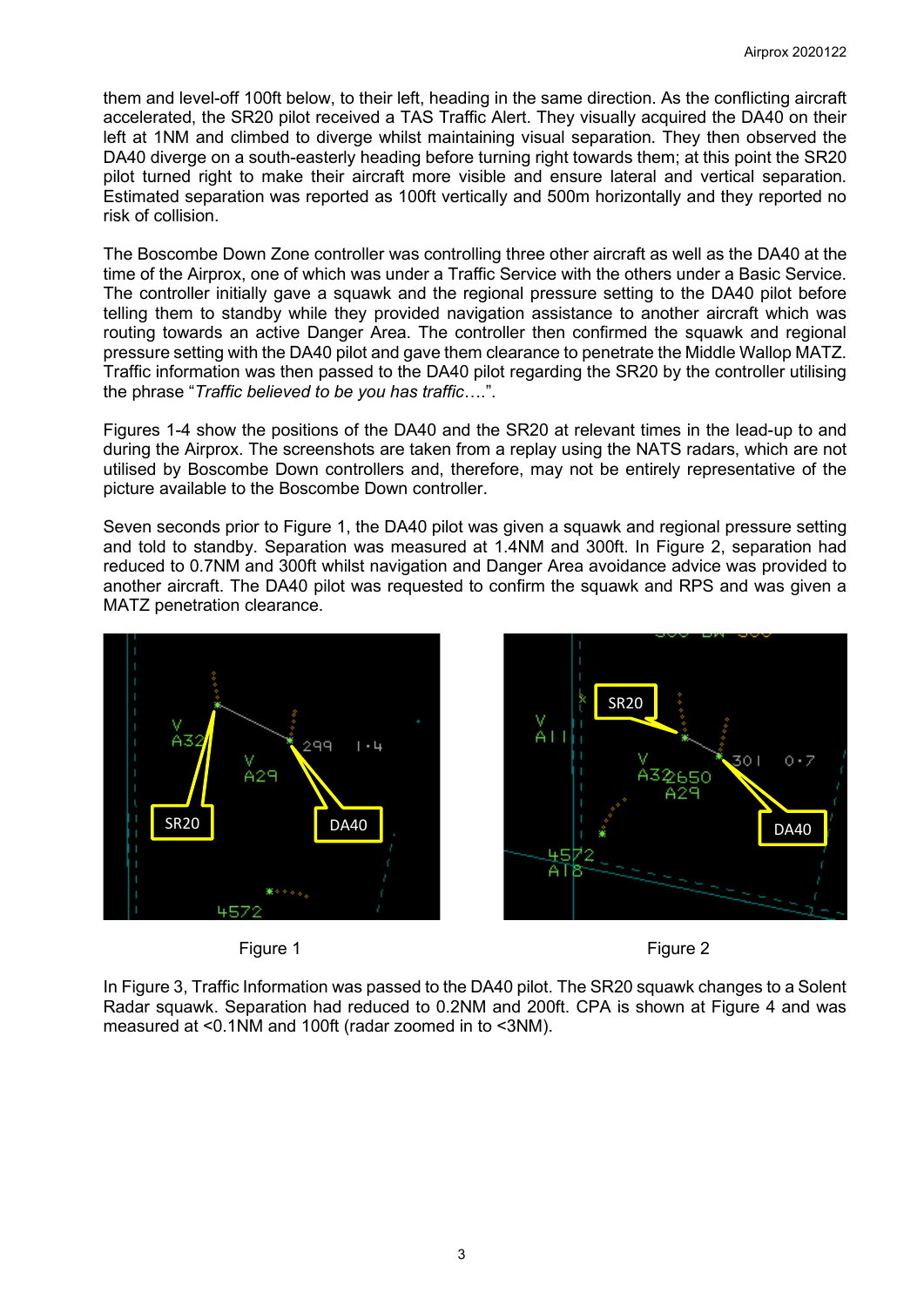them and level-off 100ft below, to their left, heading in the same direction. As the conflicting aircraft accelerated, the SR20 pilot received a TAS Traffic Alert. They visually acquired the DA40 on their left at 1NM and climbed to diverge whilst maintaining visual separation. They then observed the DA40 diverge on a south-easterly heading before turning right towards them; at this point the SR20 pilot turned right to make their aircraft more visible and ensure lateral and vertical separation. Estimated separation was reported as 100ft vertically and 500m horizontally and they reported no risk of collision.

The Boscombe Down Zone controller was controlling three other aircraft as well as the DA40 at the time of the Airprox, one of which was under a Traffic Service with the others under a Basic Service. The controller initially gave a squawk and the regional pressure setting to the DA40 pilot before telling them to standby while they provided navigation assistance to another aircraft which was routing towards an active Danger Area. The controller then confirmed the squawk and regional pressure setting with the DA40 pilot and gave them clearance to penetrate the Middle Wallop MATZ. Traffic information was then passed to the DA40 pilot regarding the SR20 by the controller utilising the phrase "*Traffic believed to be you has traffic*….".

Figures 1-4 show the positions of the DA40 and the SR20 at relevant times in the lead-up to and during the Airprox. The screenshots are taken from a replay using the NATS radars, which are not utilised by Boscombe Down controllers and, therefore, may not be entirely representative of the picture available to the Boscombe Down controller.

Seven seconds prior to Figure 1, the DA40 pilot was given a squawk and regional pressure setting and told to standby. Separation was measured at 1.4NM and 300ft. In Figure 2, separation had reduced to 0.7NM and 300ft whilst navigation and Danger Area avoidance advice was provided to another aircraft. The DA40 pilot was requested to confirm the squawk and RPS and was given a MATZ penetration clearance.

Figure 1

Figure 2

In Figure 3, Traffic Information was passed to the DA40 pilot. The SR20 squawk changes to a Solent Radar squawk. Separation had reduced to 0.2NM and 200ft. CPA is shown at Figure 4 and was measured at <0.1NM and 100ft (radar zoomed in to <3NM).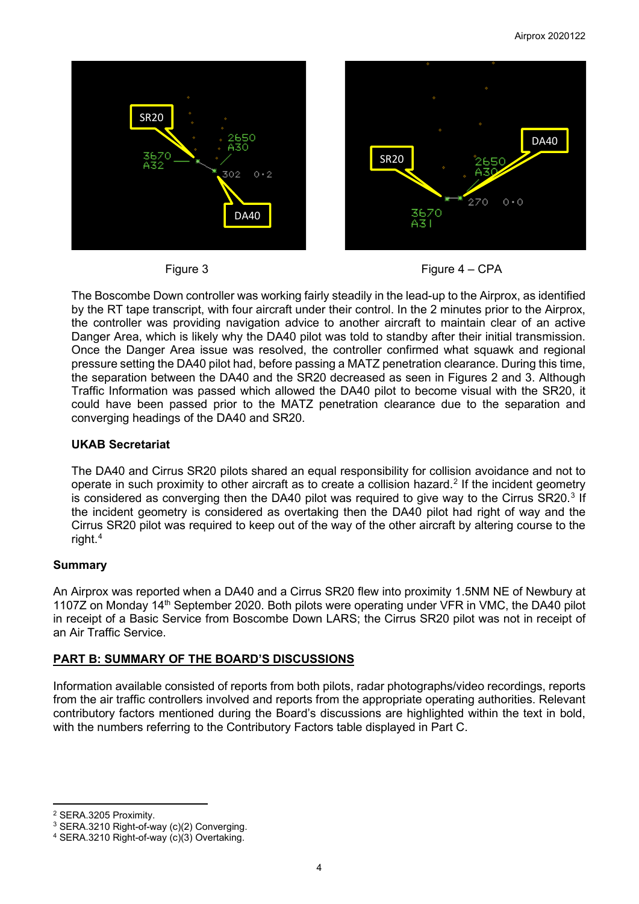Figure 3

Figure 4 – CPA

The Boscombe Down controller was working fairly steadily in the lead-up to the Airprox, as identified by the RT tape transcript, with four aircraft under their control. In the 2 minutes prior to the Airprox, the controller was providing navigation advice to another aircraft to maintain clear of an active Danger Area, which is likely why the DA40 pilot was told to standby after their initial transmission. Once the Danger Area issue was resolved, the controller confirmed what squawk and regional pressure setting the DA40 pilot had, before passing a MATZ penetration clearance. During this time, the separation between the DA40 and the SR20 decreased as seen in Figures 2 and 3. Although Traffic Information was passed which allowed the DA40 pilot to become visual with the SR20, it could have been passed prior to the MATZ penetration clearance due to the separation and converging headings of the DA40 and SR20.

**UKAB Secretariat**

The DA40 and Cirrus SR20 pilots shared an equal responsibility for collision avoidance and not to operate in such proximity to other aircraft as to create a collision hazard.[2] If the incident geometry is considered as converging then the DA40 pilot was required to give way to the Cirrus SR20.[3] If the incident geometry is considered as overtaking then the DA40 pilot had right of way and the Cirrus SR20 pilot was required to keep out of the way of the other aircraft by altering course to the right.[4]

**Summary**

An Airprox was reported when a DA40 and a Cirrus SR20 flew into proximity 1.5NM NE of Newbury at 1107Z on Monday 14th September 2020. Both pilots were operating under VFR in VMC, the DA40 pilot in receipt of a Basic Service from Boscombe Down LARS; the Cirrus SR20 pilot was not in receipt of an Air Traffic Service.

**PART B: SUMMARY OF THE BOARD'S DISCUSSIONS**

Information available consisted of reports from both pilots, radar photographs/video recordings, reports from the air traffic controllers involved and reports from the appropriate operating authorities. Relevant contributory factors mentioned during the Board's discussions are highlighted within the text in bold, with the numbers referring to the Contributory Factors table displayed in Part C.

---

[2] SERA.3205 Proximity.
[3] SERA.3210 Right-of-way (c)(2) Converging.
[4] SERA.3210 Right-of-way (c)(3) Overtaking.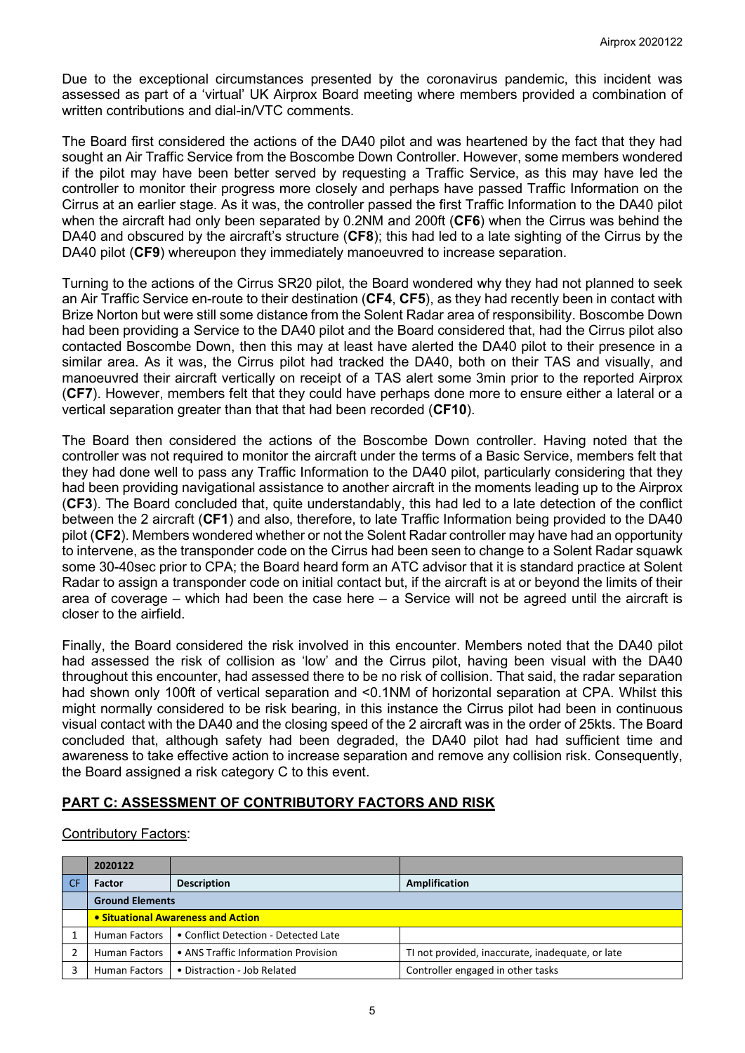Due to the exceptional circumstances presented by the coronavirus pandemic, this incident was assessed as part of a 'virtual' UK Airprox Board meeting where members provided a combination of written contributions and dial-in/VTC comments.

The Board first considered the actions of the DA40 pilot and was heartened by the fact that they had sought an Air Traffic Service from the Boscombe Down Controller. However, some members wondered if the pilot may have been better served by requesting a Traffic Service, as this may have led the controller to monitor their progress more closely and perhaps have passed Traffic Information on the Cirrus at an earlier stage. As it was, the controller passed the first Traffic Information to the DA40 pilot when the aircraft had only been separated by 0.2NM and 200ft (**CF6**) when the Cirrus was behind the DA40 and obscured by the aircraft's structure (**CF8**); this had led to a late sighting of the Cirrus by the DA40 pilot (**CF9**) whereupon they immediately manoeuvred to increase separation.

Turning to the actions of the Cirrus SR20 pilot, the Board wondered why they had not planned to seek an Air Traffic Service en-route to their destination (**CF4**, **CF5**), as they had recently been in contact with Brize Norton but were still some distance from the Solent Radar area of responsibility. Boscombe Down had been providing a Service to the DA40 pilot and the Board considered that, had the Cirrus pilot also contacted Boscombe Down, then this may at least have alerted the DA40 pilot to their presence in a similar area. As it was, the Cirrus pilot had tracked the DA40, both on their TAS and visually, and manoeuvred their aircraft vertically on receipt of a TAS alert some 3min prior to the reported Airprox (**CF7**). However, members felt that they could have perhaps done more to ensure either a lateral or a vertical separation greater than that that had been recorded (**CF10**).

The Board then considered the actions of the Boscombe Down controller. Having noted that the controller was not required to monitor the aircraft under the terms of a Basic Service, members felt that they had done well to pass any Traffic Information to the DA40 pilot, particularly considering that they had been providing navigational assistance to another aircraft in the moments leading up to the Airprox (**CF3**). The Board concluded that, quite understandably, this had led to a late detection of the conflict between the 2 aircraft (**CF1**) and also, therefore, to late Traffic Information being provided to the DA40 pilot (**CF2**). Members wondered whether or not the Solent Radar controller may have had an opportunity to intervene, as the transponder code on the Cirrus had been seen to change to a Solent Radar squawk some 30-40sec prior to CPA; the Board heard form an ATC advisor that it is standard practice at Solent Radar to assign a transponder code on initial contact but, if the aircraft is at or beyond the limits of their area of coverage – which had been the case here – a Service will not be agreed until the aircraft is closer to the airfield.

Finally, the Board considered the risk involved in this encounter. Members noted that the DA40 pilot had assessed the risk of collision as 'low' and the Cirrus pilot, having been visual with the DA40 throughout this encounter, had assessed there to be no risk of collision. That said, the radar separation had shown only 100ft of vertical separation and <0.1NM of horizontal separation at CPA. Whilst this might normally considered to be risk bearing, in this instance the Cirrus pilot had been in continuous visual contact with the DA40 and the closing speed of the 2 aircraft was in the order of 25kts. The Board concluded that, although safety had been degraded, the DA40 pilot had had sufficient time and awareness to take effective action to increase separation and remove any collision risk. Consequently, the Board assigned a risk category C to this event.

## PART C: ASSESSMENT OF CONTRIBUTORY FACTORS AND RISK

Contributory Factors:

| | 2020122 | | |
|---|---|---|---|
| CF | Factor | Description | Amplification |
| | **Ground Elements** | | |
| | **• Situational Awareness and Action** | | |
| 1 | Human Factors | • Conflict Detection - Detected Late | |
| 2 | Human Factors | • ANS Traffic Information Provision | TI not provided, inaccurate, inadequate, or late |
| 3 | Human Factors | • Distraction - Job Related | Controller engaged in other tasks |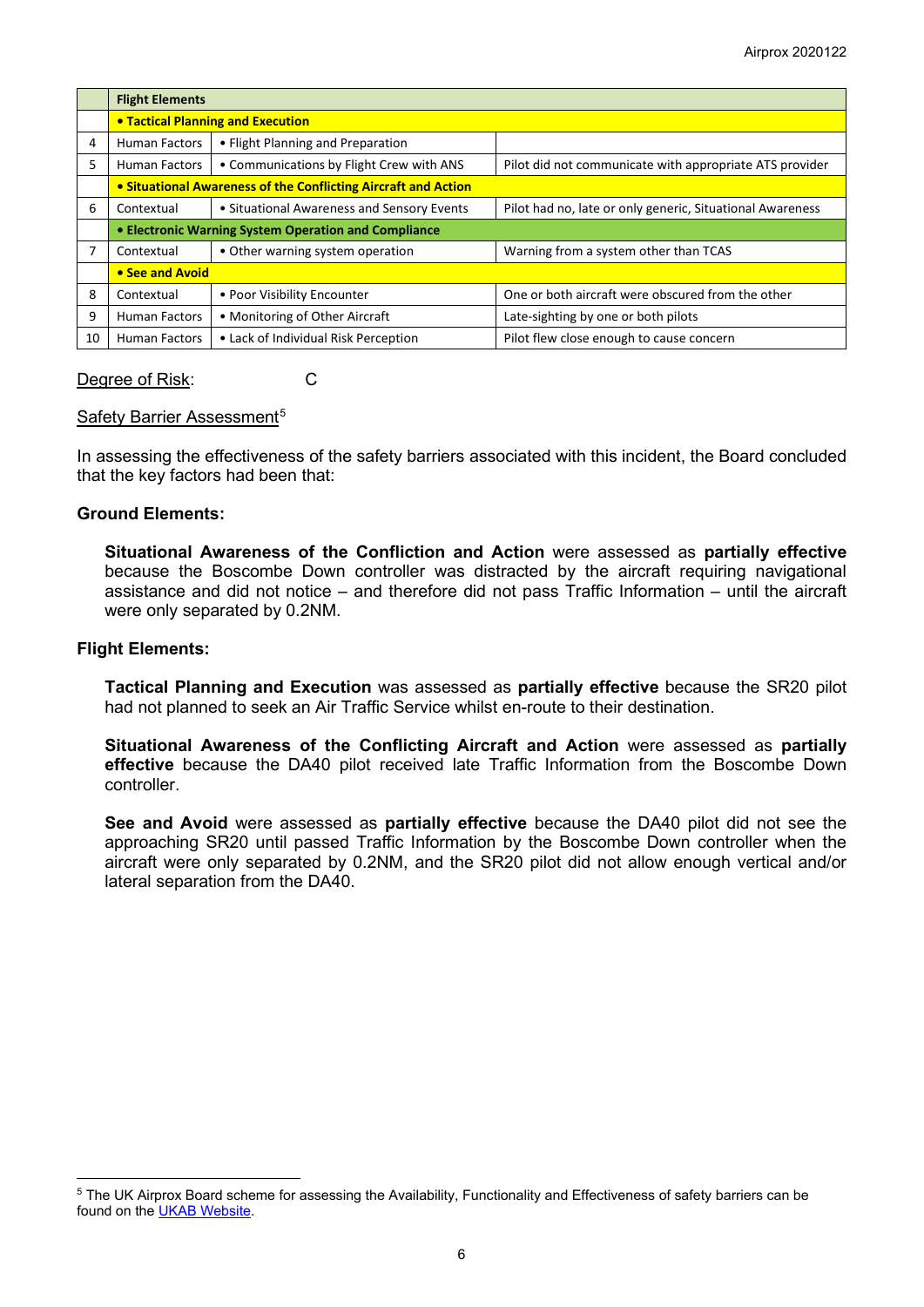| | Flight Elements | | |
|---|---|---|---|
| | • Tactical Planning and Execution | | |
| 4 | Human Factors | • Flight Planning and Preparation | |
| 5 | Human Factors | • Communications by Flight Crew with ANS | Pilot did not communicate with appropriate ATS provider |
| | • Situational Awareness of the Conflicting Aircraft and Action | | |
| 6 | Contextual | • Situational Awareness and Sensory Events | Pilot had no, late or only generic, Situational Awareness |
| | • Electronic Warning System Operation and Compliance | | |
| 7 | Contextual | • Other warning system operation | Warning from a system other than TCAS |
| | • See and Avoid | | |
| 8 | Contextual | • Poor Visibility Encounter | One or both aircraft were obscured from the other |
| 9 | Human Factors | • Monitoring of Other Aircraft | Late-sighting by one or both pilots |
| 10 | Human Factors | • Lack of Individual Risk Perception | Pilot flew close enough to cause concern |

Degree of Risk: C

Safety Barrier Assessment[5]

In assessing the effectiveness of the safety barriers associated with this incident, the Board concluded that the key factors had been that:

**Ground Elements:**

**Situational Awareness of the Confliction and Action** were assessed as **partially effective** because the Boscombe Down controller was distracted by the aircraft requiring navigational assistance and did not notice – and therefore did not pass Traffic Information – until the aircraft were only separated by 0.2NM.

**Flight Elements:**

**Tactical Planning and Execution** was assessed as **partially effective** because the SR20 pilot had not planned to seek an Air Traffic Service whilst en-route to their destination.

**Situational Awareness of the Conflicting Aircraft and Action** were assessed as **partially effective** because the DA40 pilot received late Traffic Information from the Boscombe Down controller.

**See and Avoid** were assessed as **partially effective** because the DA40 pilot did not see the approaching SR20 until passed Traffic Information by the Boscombe Down controller when the aircraft were only separated by 0.2NM, and the SR20 pilot did not allow enough vertical and/or lateral separation from the DA40.

[5] The UK Airprox Board scheme for assessing the Availability, Functionality and Effectiveness of safety barriers can be found on the UKAB Website.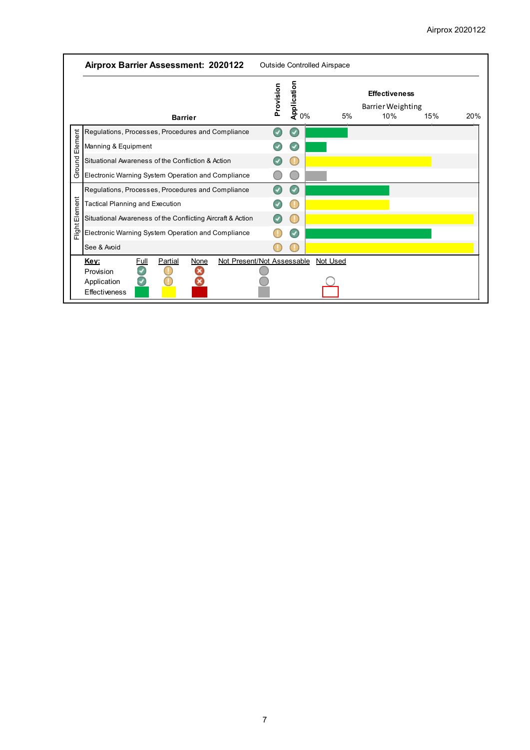**Airprox Barrier Assessment: 2020122** Outside Controlled Airspace

Barrier | Provision | Application | Effectiveness — Barrier Weighting 0% 5% 10% 15% 20%

Ground Element
- Regulations, Processes, Procedures and Compliance
- Manning & Equipment
- Situational Awareness of the Confliction & Action
- Electronic Warning System Operation and Compliance

Flight Element
- Regulations, Processes, Procedures and Compliance
- Tactical Planning and Execution
- Situational Awareness of the Conflicting Aircraft & Action
- Electronic Warning System Operation and Compliance
- See & Avoid

**Key:** Full, Partial, None, Not Present/Not Assessable, Not Used

Provision

Application

Effectiveness